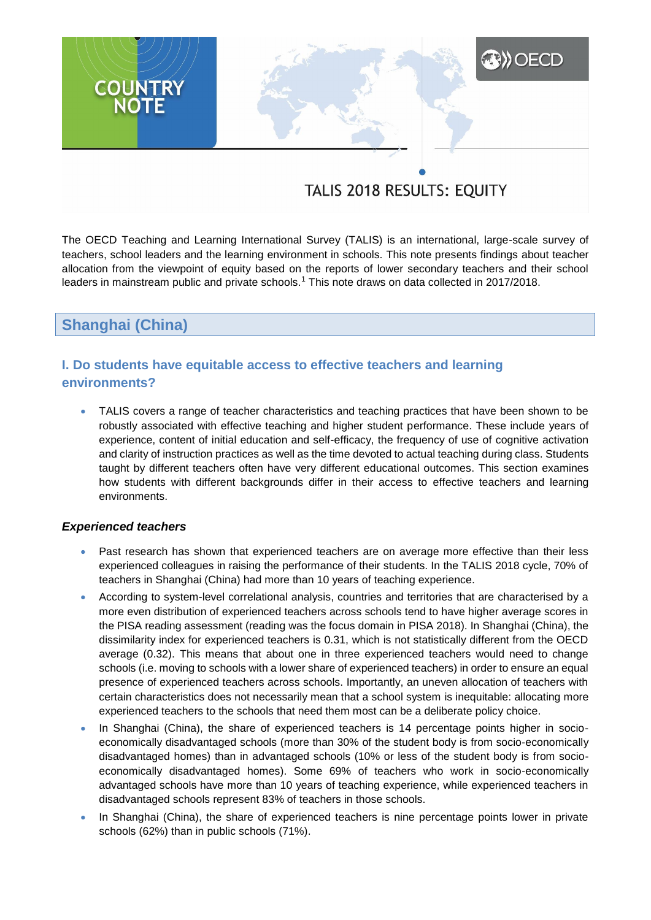COUNTRY NOTE

OECD

TALIS 2018 RESULTS: EQUITY

The OECD Teaching and Learning International Survey (TALIS) is an international, large-scale survey of teachers, school leaders and the learning environment in schools. This note presents findings about teacher allocation from the viewpoint of equity based on the reports of lower secondary teachers and their school leaders in mainstream public and private schools.[1] This note draws on data collected in 2017/2018.

# Shanghai (China)

## I. Do students have equitable access to effective teachers and learning environments?

- TALIS covers a range of teacher characteristics and teaching practices that have been shown to be robustly associated with effective teaching and higher student performance. These include years of experience, content of initial education and self-efficacy, the frequency of use of cognitive activation and clarity of instruction practices as well as the time devoted to actual teaching during class. Students taught by different teachers often have very different educational outcomes. This section examines how students with different backgrounds differ in their access to effective teachers and learning environments.

### *Experienced teachers*

- Past research has shown that experienced teachers are on average more effective than their less experienced colleagues in raising the performance of their students. In the TALIS 2018 cycle, 70% of teachers in Shanghai (China) had more than 10 years of teaching experience.
- According to system-level correlational analysis, countries and territories that are characterised by a more even distribution of experienced teachers across schools tend to have higher average scores in the PISA reading assessment (reading was the focus domain in PISA 2018). In Shanghai (China), the dissimilarity index for experienced teachers is 0.31, which is not statistically different from the OECD average (0.32). This means that about one in three experienced teachers would need to change schools (i.e. moving to schools with a lower share of experienced teachers) in order to ensure an equal presence of experienced teachers across schools. Importantly, an uneven allocation of teachers with certain characteristics does not necessarily mean that a school system is inequitable: allocating more experienced teachers to the schools that need them most can be a deliberate policy choice.
- In Shanghai (China), the share of experienced teachers is 14 percentage points higher in socio-economically disadvantaged schools (more than 30% of the student body is from socio-economically disadvantaged homes) than in advantaged schools (10% or less of the student body is from socio-economically disadvantaged homes). Some 69% of teachers who work in socio-economically advantaged schools have more than 10 years of teaching experience, while experienced teachers in disadvantaged schools represent 83% of teachers in those schools.
- In Shanghai (China), the share of experienced teachers is nine percentage points lower in private schools (62%) than in public schools (71%).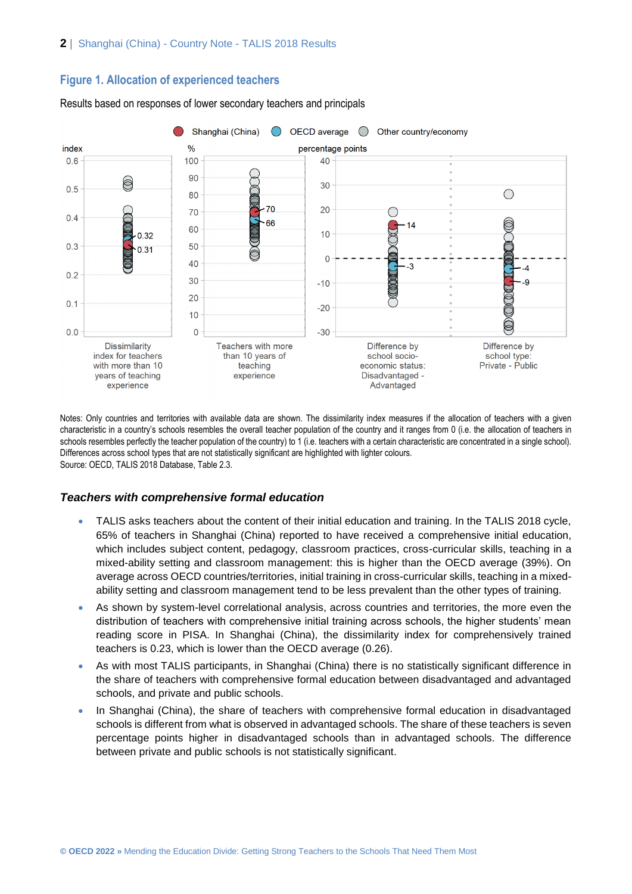## Figure 1. Allocation of experienced teachers

Results based on responses of lower secondary teachers and principals

Shanghai (China) | OECD average | Other country/economy

index | % | percentage points

Dissimilarity index for teachers with more than 10 years of teaching experience: 0.32, 0.31

Teachers with more than 10 years of teaching experience: 70, 66

Difference by school socio-economic status: Disadvantaged - Advantaged: 14, -3

Difference by school type: Private - Public: -4, -9

Notes: Only countries and territories with available data are shown. The dissimilarity index measures if the allocation of teachers with a given characteristic in a country's schools resembles the overall teacher population of the country and it ranges from 0 (i.e. the allocation of teachers in schools resembles perfectly the teacher population of the country) to 1 (i.e. teachers with a certain characteristic are concentrated in a single school). Differences across school types that are not statistically significant are highlighted with lighter colours.
Source: OECD, TALIS 2018 Database, Table 2.3.

### *Teachers with comprehensive formal education*

- TALIS asks teachers about the content of their initial education and training. In the TALIS 2018 cycle, 65% of teachers in Shanghai (China) reported to have received a comprehensive initial education, which includes subject content, pedagogy, classroom practices, cross-curricular skills, teaching in a mixed-ability setting and classroom management: this is higher than the OECD average (39%). On average across OECD countries/territories, initial training in cross-curricular skills, teaching in a mixed-ability setting and classroom management tend to be less prevalent than the other types of training.
- As shown by system-level correlational analysis, across countries and territories, the more even the distribution of teachers with comprehensive initial training across schools, the higher students' mean reading score in PISA. In Shanghai (China), the dissimilarity index for comprehensively trained teachers is 0.23, which is lower than the OECD average (0.26).
- As with most TALIS participants, in Shanghai (China) there is no statistically significant difference in the share of teachers with comprehensive formal education between disadvantaged and advantaged schools, and private and public schools.
- In Shanghai (China), the share of teachers with comprehensive formal education in disadvantaged schools is different from what is observed in advantaged schools. The share of these teachers is seven percentage points higher in disadvantaged schools than in advantaged schools. The difference between private and public schools is not statistically significant.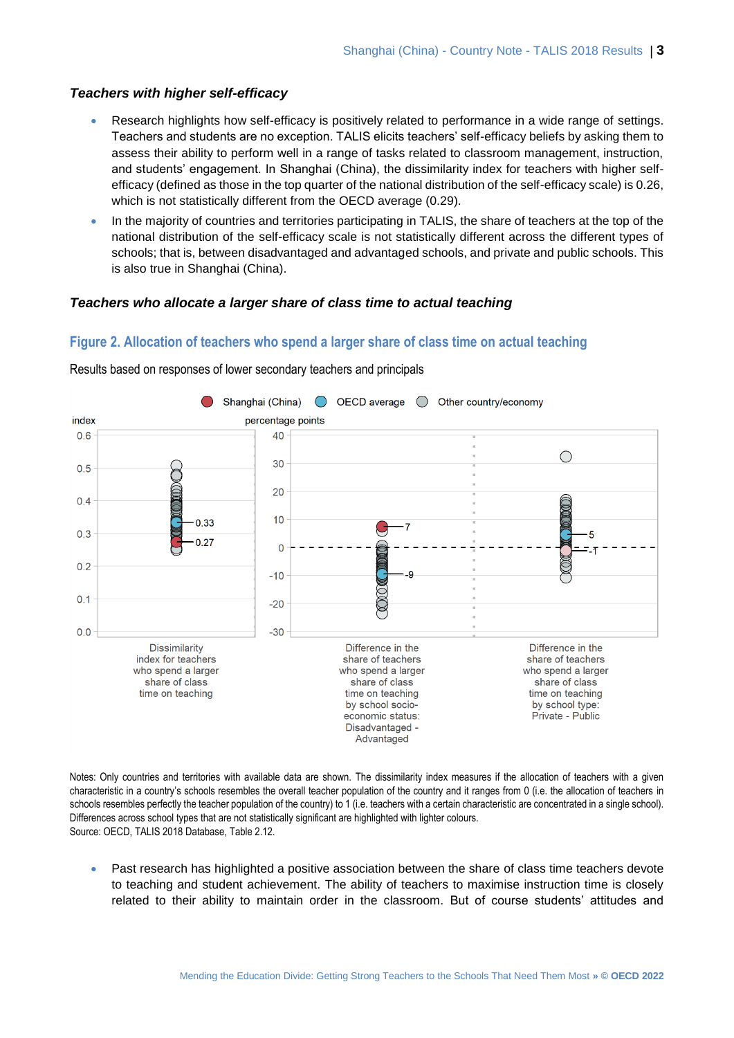### *Teachers with higher self-efficacy*

- Research highlights how self-efficacy is positively related to performance in a wide range of settings. Teachers and students are no exception. TALIS elicits teachers' self-efficacy beliefs by asking them to assess their ability to perform well in a range of tasks related to classroom management, instruction, and students' engagement. In Shanghai (China), the dissimilarity index for teachers with higher self-efficacy (defined as those in the top quarter of the national distribution of the self-efficacy scale) is 0.26, which is not statistically different from the OECD average (0.29).
- In the majority of countries and territories participating in TALIS, the share of teachers at the top of the national distribution of the self-efficacy scale is not statistically different across the different types of schools; that is, between disadvantaged and advantaged schools, and private and public schools. This is also true in Shanghai (China).

### *Teachers who allocate a larger share of class time to actual teaching*

## Figure 2. Allocation of teachers who spend a larger share of class time on actual teaching

Results based on responses of lower secondary teachers and principals

Notes: Only countries and territories with available data are shown. The dissimilarity index measures if the allocation of teachers with a given characteristic in a country's schools resembles the overall teacher population of the country and it ranges from 0 (i.e. the allocation of teachers in schools resembles perfectly the teacher population of the country) to 1 (i.e. teachers with a certain characteristic are concentrated in a single school). Differences across school types that are not statistically significant are highlighted with lighter colours.
Source: OECD, TALIS 2018 Database, Table 2.12.

- Past research has highlighted a positive association between the share of class time teachers devote to teaching and student achievement. The ability of teachers to maximise instruction time is closely related to their ability to maintain order in the classroom. But of course students' attitudes and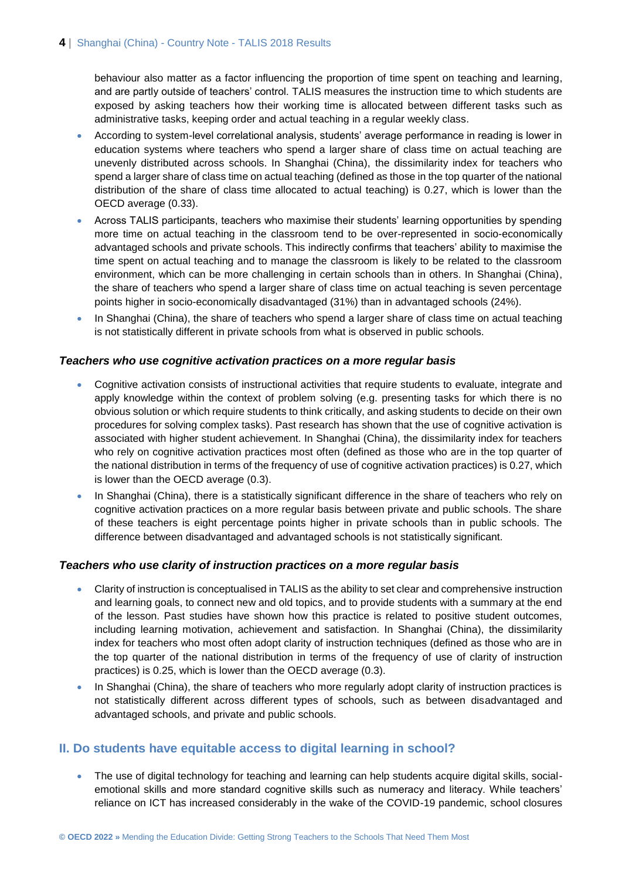behaviour also matter as a factor influencing the proportion of time spent on teaching and learning, and are partly outside of teachers' control. TALIS measures the instruction time to which students are exposed by asking teachers how their working time is allocated between different tasks such as administrative tasks, keeping order and actual teaching in a regular weekly class.

- According to system-level correlational analysis, students' average performance in reading is lower in education systems where teachers who spend a larger share of class time on actual teaching are unevenly distributed across schools. In Shanghai (China), the dissimilarity index for teachers who spend a larger share of class time on actual teaching (defined as those in the top quarter of the national distribution of the share of class time allocated to actual teaching) is 0.27, which is lower than the OECD average (0.33).
- Across TALIS participants, teachers who maximise their students' learning opportunities by spending more time on actual teaching in the classroom tend to be over-represented in socio-economically advantaged schools and private schools. This indirectly confirms that teachers' ability to maximise the time spent on actual teaching and to manage the classroom is likely to be related to the classroom environment, which can be more challenging in certain schools than in others. In Shanghai (China), the share of teachers who spend a larger share of class time on actual teaching is seven percentage points higher in socio-economically disadvantaged (31%) than in advantaged schools (24%).
- In Shanghai (China), the share of teachers who spend a larger share of class time on actual teaching is not statistically different in private schools from what is observed in public schools.

### *Teachers who use cognitive activation practices on a more regular basis*

- Cognitive activation consists of instructional activities that require students to evaluate, integrate and apply knowledge within the context of problem solving (e.g. presenting tasks for which there is no obvious solution or which require students to think critically, and asking students to decide on their own procedures for solving complex tasks). Past research has shown that the use of cognitive activation is associated with higher student achievement. In Shanghai (China), the dissimilarity index for teachers who rely on cognitive activation practices most often (defined as those who are in the top quarter of the national distribution in terms of the frequency of use of cognitive activation practices) is 0.27, which is lower than the OECD average (0.3).
- In Shanghai (China), there is a statistically significant difference in the share of teachers who rely on cognitive activation practices on a more regular basis between private and public schools. The share of these teachers is eight percentage points higher in private schools than in public schools. The difference between disadvantaged and advantaged schools is not statistically significant.

### *Teachers who use clarity of instruction practices on a more regular basis*

- Clarity of instruction is conceptualised in TALIS as the ability to set clear and comprehensive instruction and learning goals, to connect new and old topics, and to provide students with a summary at the end of the lesson. Past studies have shown how this practice is related to positive student outcomes, including learning motivation, achievement and satisfaction. In Shanghai (China), the dissimilarity index for teachers who most often adopt clarity of instruction techniques (defined as those who are in the top quarter of the national distribution in terms of the frequency of use of clarity of instruction practices) is 0.25, which is lower than the OECD average (0.3).
- In Shanghai (China), the share of teachers who more regularly adopt clarity of instruction practices is not statistically different across different types of schools, such as between disadvantaged and advantaged schools, and private and public schools.

## II. Do students have equitable access to digital learning in school?

- The use of digital technology for teaching and learning can help students acquire digital skills, social-emotional skills and more standard cognitive skills such as numeracy and literacy. While teachers' reliance on ICT has increased considerably in the wake of the COVID-19 pandemic, school closures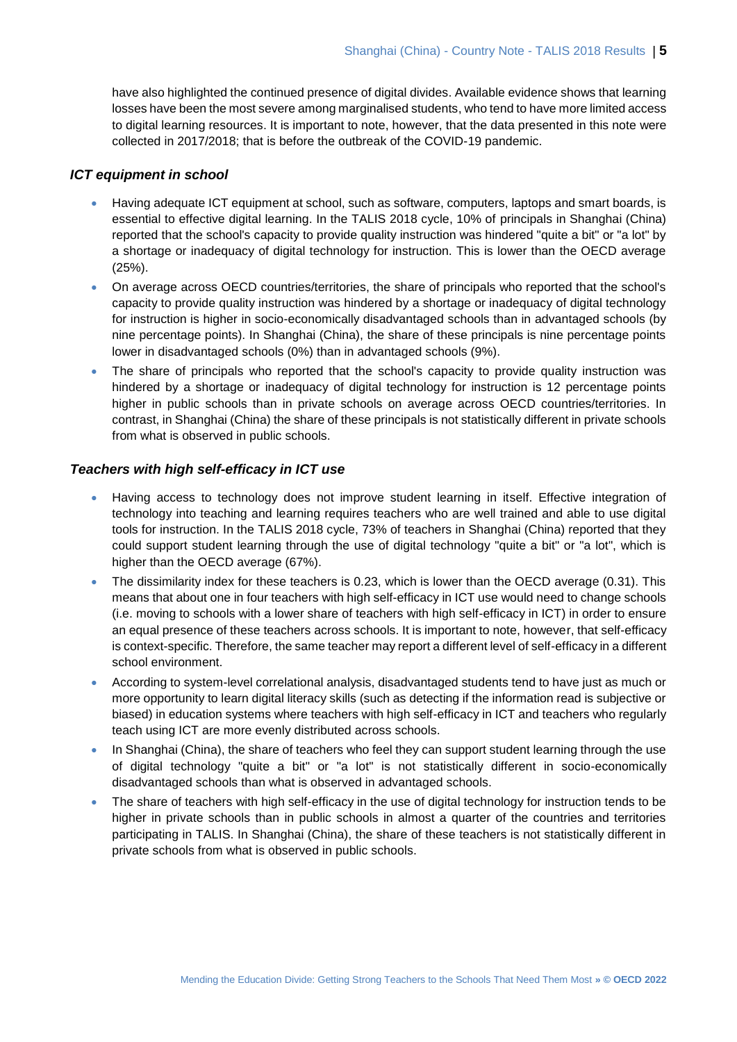have also highlighted the continued presence of digital divides. Available evidence shows that learning losses have been the most severe among marginalised students, who tend to have more limited access to digital learning resources. It is important to note, however, that the data presented in this note were collected in 2017/2018; that is before the outbreak of the COVID-19 pandemic.

### *ICT equipment in school*

- Having adequate ICT equipment at school, such as software, computers, laptops and smart boards, is essential to effective digital learning. In the TALIS 2018 cycle, 10% of principals in Shanghai (China) reported that the school's capacity to provide quality instruction was hindered "quite a bit" or "a lot" by a shortage or inadequacy of digital technology for instruction. This is lower than the OECD average (25%).
- On average across OECD countries/territories, the share of principals who reported that the school's capacity to provide quality instruction was hindered by a shortage or inadequacy of digital technology for instruction is higher in socio-economically disadvantaged schools than in advantaged schools (by nine percentage points). In Shanghai (China), the share of these principals is nine percentage points lower in disadvantaged schools (0%) than in advantaged schools (9%).
- The share of principals who reported that the school's capacity to provide quality instruction was hindered by a shortage or inadequacy of digital technology for instruction is 12 percentage points higher in public schools than in private schools on average across OECD countries/territories. In contrast, in Shanghai (China) the share of these principals is not statistically different in private schools from what is observed in public schools.

### *Teachers with high self-efficacy in ICT use*

- Having access to technology does not improve student learning in itself. Effective integration of technology into teaching and learning requires teachers who are well trained and able to use digital tools for instruction. In the TALIS 2018 cycle, 73% of teachers in Shanghai (China) reported that they could support student learning through the use of digital technology "quite a bit" or "a lot", which is higher than the OECD average (67%).
- The dissimilarity index for these teachers is 0.23, which is lower than the OECD average (0.31). This means that about one in four teachers with high self-efficacy in ICT use would need to change schools (i.e. moving to schools with a lower share of teachers with high self-efficacy in ICT) in order to ensure an equal presence of these teachers across schools. It is important to note, however, that self-efficacy is context-specific. Therefore, the same teacher may report a different level of self-efficacy in a different school environment.
- According to system-level correlational analysis, disadvantaged students tend to have just as much or more opportunity to learn digital literacy skills (such as detecting if the information read is subjective or biased) in education systems where teachers with high self-efficacy in ICT and teachers who regularly teach using ICT are more evenly distributed across schools.
- In Shanghai (China), the share of teachers who feel they can support student learning through the use of digital technology "quite a bit" or "a lot" is not statistically different in socio-economically disadvantaged schools than what is observed in advantaged schools.
- The share of teachers with high self-efficacy in the use of digital technology for instruction tends to be higher in private schools than in public schools in almost a quarter of the countries and territories participating in TALIS. In Shanghai (China), the share of these teachers is not statistically different in private schools from what is observed in public schools.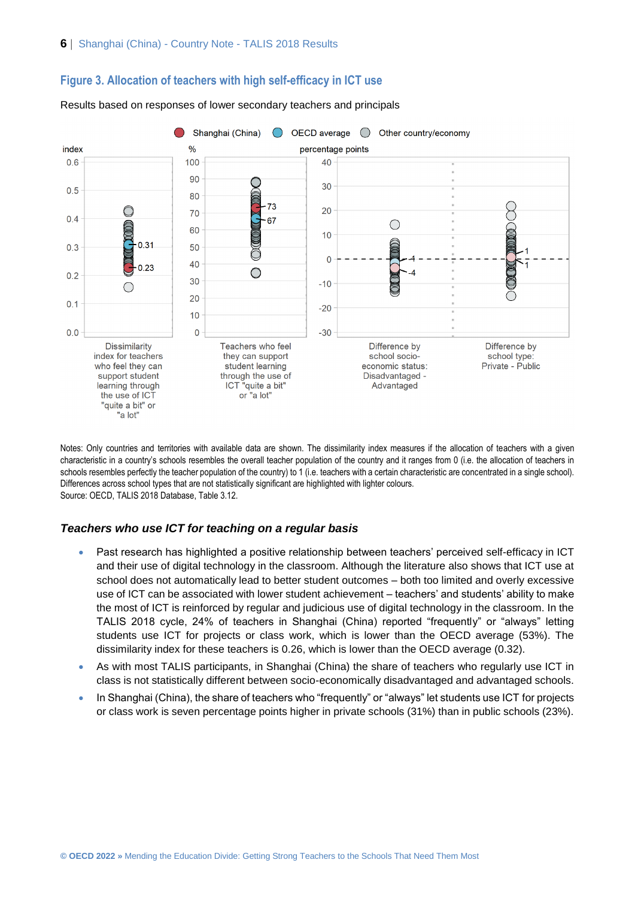## Figure 3. Allocation of teachers with high self-efficacy in ICT use

Results based on responses of lower secondary teachers and principals

Notes: Only countries and territories with available data are shown. The dissimilarity index measures if the allocation of teachers with a given characteristic in a country's schools resembles the overall teacher population of the country and it ranges from 0 (i.e. the allocation of teachers in schools resembles perfectly the teacher population of the country) to 1 (i.e. teachers with a certain characteristic are concentrated in a single school). Differences across school types that are not statistically significant are highlighted with lighter colours.
Source: OECD, TALIS 2018 Database, Table 3.12.

### *Teachers who use ICT for teaching on a regular basis*

- Past research has highlighted a positive relationship between teachers' perceived self-efficacy in ICT and their use of digital technology in the classroom. Although the literature also shows that ICT use at school does not automatically lead to better student outcomes – both too limited and overly excessive use of ICT can be associated with lower student achievement – teachers' and students' ability to make the most of ICT is reinforced by regular and judicious use of digital technology in the classroom. In the TALIS 2018 cycle, 24% of teachers in Shanghai (China) reported "frequently" or "always" letting students use ICT for projects or class work, which is lower than the OECD average (53%). The dissimilarity index for these teachers is 0.26, which is lower than the OECD average (0.32).
- As with most TALIS participants, in Shanghai (China) the share of teachers who regularly use ICT in class is not statistically different between socio-economically disadvantaged and advantaged schools.
- In Shanghai (China), the share of teachers who "frequently" or "always" let students use ICT for projects or class work is seven percentage points higher in private schools (31%) than in public schools (23%).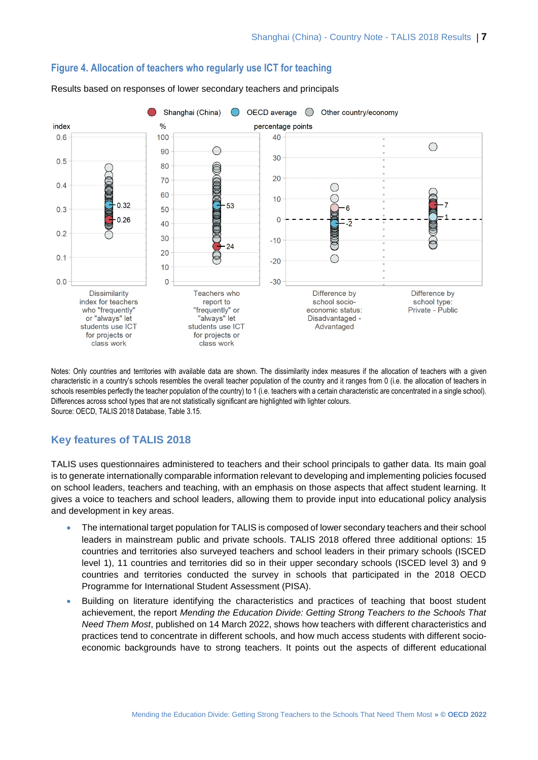## Figure 4. Allocation of teachers who regularly use ICT for teaching

Results based on responses of lower secondary teachers and principals

Shanghai (China) | OECD average | Other country/economy

| | Shanghai (China) | OECD average |
|---|---|---|
| Dissimilarity index for teachers who "frequently" or "always" let students use ICT for projects or class work (index) | 0.26 | 0.32 |
| Teachers who report to "frequently" or "always" let students use ICT for projects or class work (%) | 24 | 53 |
| Difference by school socio-economic status: Disadvantaged - Advantaged (percentage points) | 6 | -2 |
| Difference by school type: Private - Public (percentage points) | 7 | 1 |

Notes: Only countries and territories with available data are shown. The dissimilarity index measures if the allocation of teachers with a given characteristic in a country's schools resembles the overall teacher population of the country and it ranges from 0 (i.e. the allocation of teachers in schools resembles perfectly the teacher population of the country) to 1 (i.e. teachers with a certain characteristic are concentrated in a single school). Differences across school types that are not statistically significant are highlighted with lighter colours.
Source: OECD, TALIS 2018 Database, Table 3.15.

## Key features of TALIS 2018

TALIS uses questionnaires administered to teachers and their school principals to gather data. Its main goal is to generate internationally comparable information relevant to developing and implementing policies focused on school leaders, teachers and teaching, with an emphasis on those aspects that affect student learning. It gives a voice to teachers and school leaders, allowing them to provide input into educational policy analysis and development in key areas.

- The international target population for TALIS is composed of lower secondary teachers and their school leaders in mainstream public and private schools. TALIS 2018 offered three additional options: 15 countries and territories also surveyed teachers and school leaders in their primary schools (ISCED level 1), 11 countries and territories did so in their upper secondary schools (ISCED level 3) and 9 countries and territories conducted the survey in schools that participated in the 2018 OECD Programme for International Student Assessment (PISA).
- Building on literature identifying the characteristics and practices of teaching that boost student achievement, the report *Mending the Education Divide: Getting Strong Teachers to the Schools That Need Them Most*, published on 14 March 2022, shows how teachers with different characteristics and practices tend to concentrate in different schools, and how much access students with different socio-economic backgrounds have to strong teachers. It points out the aspects of different educational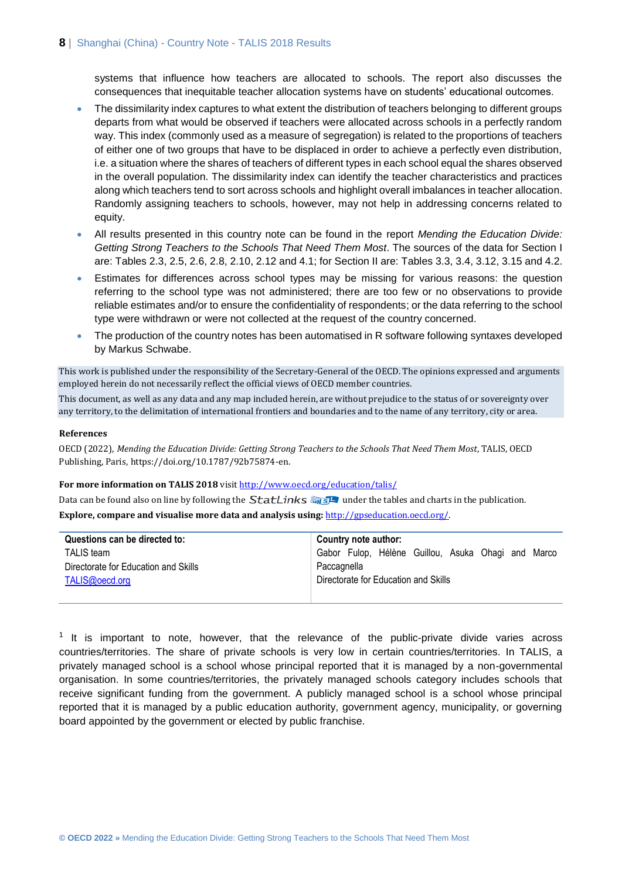systems that influence how teachers are allocated to schools. The report also discusses the consequences that inequitable teacher allocation systems have on students' educational outcomes.

- The dissimilarity index captures to what extent the distribution of teachers belonging to different groups departs from what would be observed if teachers were allocated across schools in a perfectly random way. This index (commonly used as a measure of segregation) is related to the proportions of teachers of either one of two groups that have to be displaced in order to achieve a perfectly even distribution, i.e. a situation where the shares of teachers of different types in each school equal the shares observed in the overall population. The dissimilarity index can identify the teacher characteristics and practices along which teachers tend to sort across schools and highlight overall imbalances in teacher allocation. Randomly assigning teachers to schools, however, may not help in addressing concerns related to equity.
- All results presented in this country note can be found in the report *Mending the Education Divide: Getting Strong Teachers to the Schools That Need Them Most*. The sources of the data for Section I are: Tables 2.3, 2.5, 2.6, 2.8, 2.10, 2.12 and 4.1; for Section II are: Tables 3.3, 3.4, 3.12, 3.15 and 4.2.
- Estimates for differences across school types may be missing for various reasons: the question referring to the school type was not administered; there are too few or no observations to provide reliable estimates and/or to ensure the confidentiality of respondents; or the data referring to the school type were withdrawn or were not collected at the request of the country concerned.
- The production of the country notes has been automatised in R software following syntaxes developed by Markus Schwabe.

This work is published under the responsibility of the Secretary-General of the OECD. The opinions expressed and arguments employed herein do not necessarily reflect the official views of OECD member countries.

This document, as well as any data and any map included herein, are without prejudice to the status of or sovereignty over any territory, to the delimitation of international frontiers and boundaries and to the name of any territory, city or area.

**References**

OECD (2022), *Mending the Education Divide: Getting Strong Teachers to the Schools That Need Them Most*, TALIS, OECD Publishing, Paris, https://doi.org/10.1787/92b75874-en.

**For more information on TALIS 2018** visit http://www.oecd.org/education/talis/

Data can be found also on line by following the StatLinks under the tables and charts in the publication.

**Explore, compare and visualise more data and analysis using:** http://gpseducation.oecd.org/.

| **Questions can be directed to:** | **Country note author:** |
|---|---|
| TALIS team<br>Directorate for Education and Skills<br>TALIS@oecd.org | Gabor Fulop, Hélène Guillou, Asuka Ohagi and Marco Paccagnella<br>Directorate for Education and Skills |

[1] It is important to note, however, that the relevance of the public-private divide varies across countries/territories. The share of private schools is very low in certain countries/territories. In TALIS, a privately managed school is a school whose principal reported that it is managed by a non-governmental organisation. In some countries/territories, the privately managed schools category includes schools that receive significant funding from the government. A publicly managed school is a school whose principal reported that it is managed by a public education authority, government agency, municipality, or governing board appointed by the government or elected by public franchise.